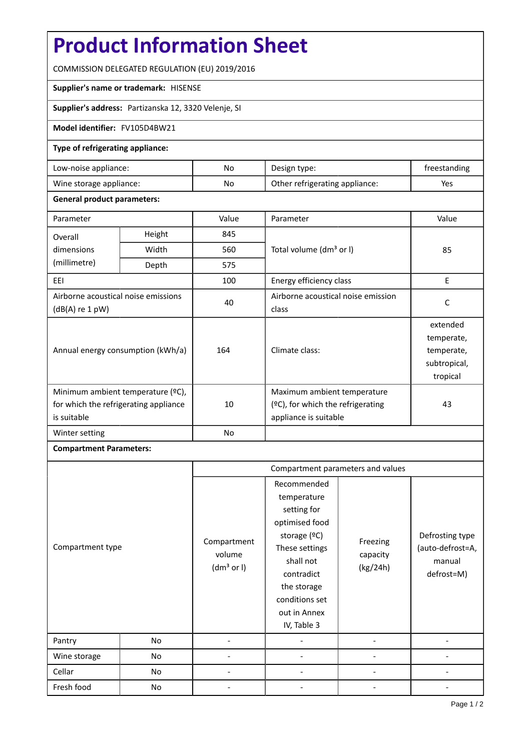# Product Information Sheet

COMMISSION DELEGATED REGULATION (EU) 2019/2016

**Supplier's name or trademark:** HISENSE

**Supplier's address:** Partizanska 12, 3320 Velenje, SI

**Model identifier:** FV105D4BW21

**Type of refrigerating appliance:**

| | | | |
|---|---|---|---|
| Low-noise appliance: | No | Design type: | freestanding |
| Wine storage appliance: | No | Other refrigerating appliance: | Yes |

**General product parameters:**

| Parameter | | Value | Parameter | Value |
|---|---|---|---|---|
| Overall dimensions (millimetre) | Height | 845 | Total volume (dm³ or l) | 85 |
| | Width | 560 | | |
| | Depth | 575 | | |
| EEI | | 100 | Energy efficiency class | E |
| Airborne acoustical noise emissions (dB(A) re 1 pW) | | 40 | Airborne acoustical noise emission class | C |
| Annual energy consumption (kWh/a) | | 164 | Climate class: | extended temperate, temperate, subtropical, tropical |
| Minimum ambient temperature (ºC), for which the refrigerating appliance is suitable | | 10 | Maximum ambient temperature (ºC), for which the refrigerating appliance is suitable | 43 |
| Winter setting | | No | | |

**Compartment Parameters:**

| Compartment type | | Compartment parameters and values | | | |
|---|---|---|---|---|---|
| | | Compartment volume (dm³ or l) | Recommended temperature setting for optimised food storage (ºC) These settings shall not contradict the storage conditions set out in Annex IV, Table 3 | Freezing capacity (kg/24h) | Defrosting type (auto-defrost=A, manual defrost=M) |
| Pantry | No | - | - | - | - |
| Wine storage | No | - | - | - | - |
| Cellar | No | - | - | - | - |
| Fresh food | No | - | - | - | - |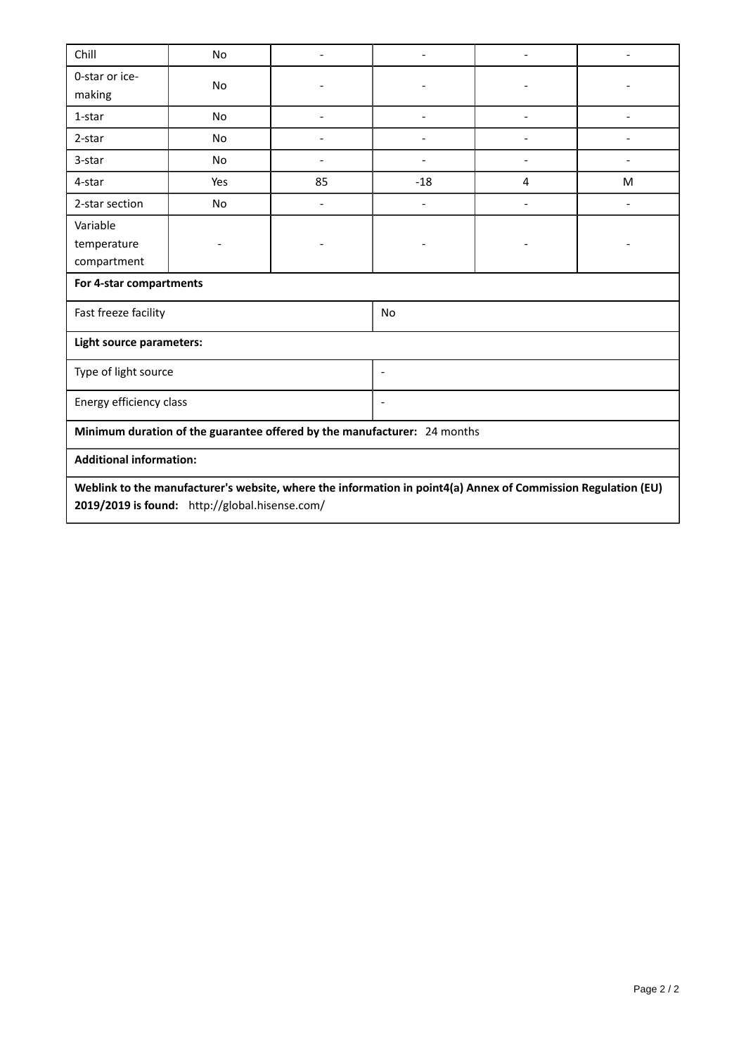| | | | | | |
|---|---|---|---|---|---|
| Chill | No | - | - | - | - |
| 0-star or ice-making | No | - | - | - | - |
| 1-star | No | - | - | - | - |
| 2-star | No | - | - | - | - |
| 3-star | No | - | - | - | - |
| 4-star | Yes | 85 | -18 | 4 | M |
| 2-star section | No | - | - | - | - |
| Variable temperature compartment | - | - | - | - | - |

| | |
|---|---|
| **For 4-star compartments** | |
| Fast freeze facility | No |
| **Light source parameters:** | |
| Type of light source | - |
| Energy efficiency class | - |

**Minimum duration of the guarantee offered by the manufacturer:** 24 months

**Additional information:**

**Weblink to the manufacturer's website, where the information in point4(a) Annex of Commission Regulation (EU) 2019/2019 is found:** http://global.hisense.com/